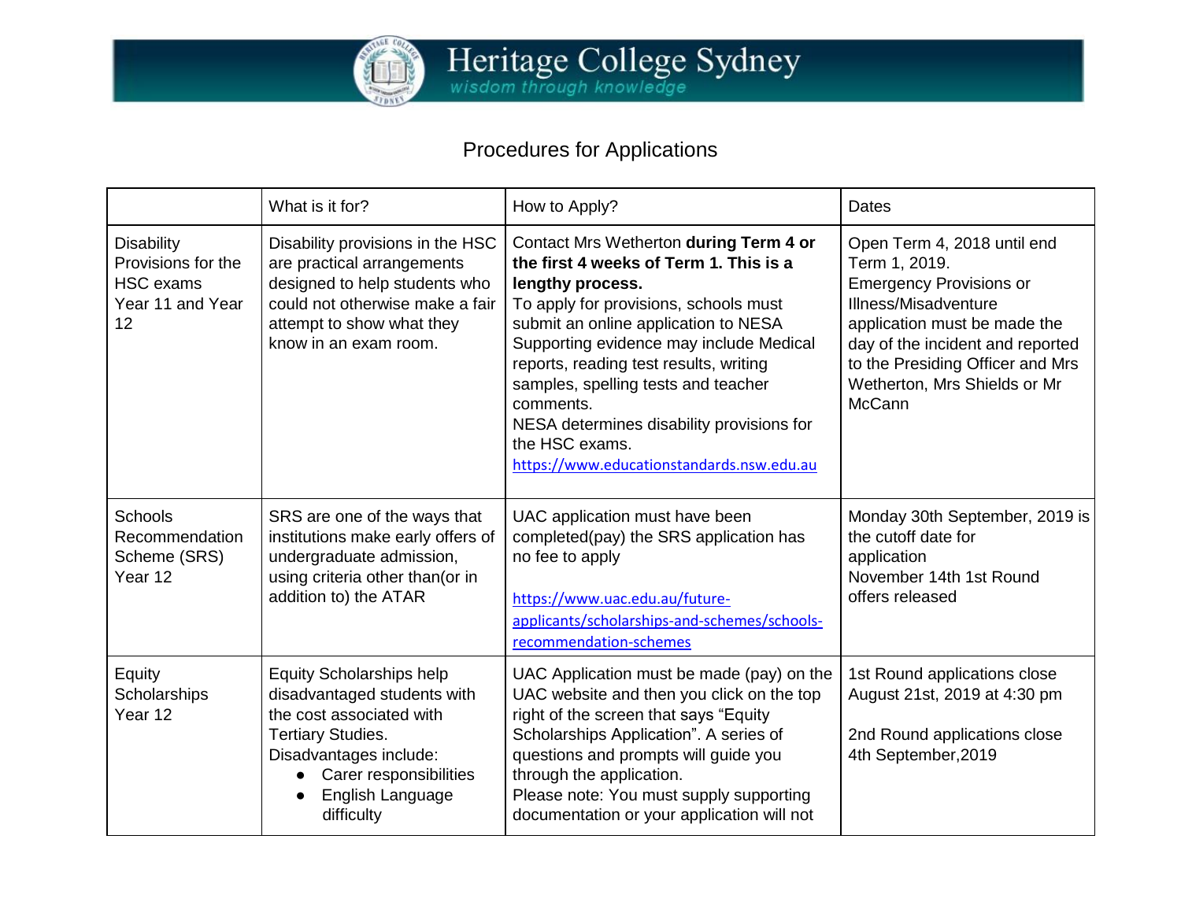Heritage College Sydney

*wisdom through knowledge*

# Procedures for Applications

| | What is it for? | How to Apply? | Dates |
|---|---|---|---|
| Disability Provisions for the HSC exams Year 11 and Year 12 | Disability provisions in the HSC are practical arrangements designed to help students who could not otherwise make a fair attempt to show what they know in an exam room. | Contact Mrs Wetherton **during Term 4 or the first 4 weeks of Term 1. This is a lengthy process.** To apply for provisions, schools must submit an online application to NESA Supporting evidence may include Medical reports, reading test results, writing samples, spelling tests and teacher comments. NESA determines disability provisions for the HSC exams. https://www.educationstandards.nsw.edu.au | Open Term 4, 2018 until end Term 1, 2019. Emergency Provisions or Illness/Misadventure application must be made the day of the incident and reported to the Presiding Officer and Mrs Wetherton, Mrs Shields or Mr McCann |
| Schools Recommendation Scheme (SRS) Year 12 | SRS are one of the ways that institutions make early offers of undergraduate admission, using criteria other than(or in addition to) the ATAR | UAC application must have been completed(pay) the SRS application has no fee to apply<br><br>https://www.uac.edu.au/future-applicants/scholarships-and-schemes/schools-recommendation-schemes | Monday 30th September, 2019 is the cutoff date for application November 14th 1st Round offers released |
| Equity Scholarships Year 12 | Equity Scholarships help disadvantaged students with the cost associated with Tertiary Studies. Disadvantages include:<br>• Carer responsibilities<br>• English Language difficulty | UAC Application must be made (pay) on the UAC website and then you click on the top right of the screen that says "Equity Scholarships Application". A series of questions and prompts will guide you through the application. Please note: You must supply supporting documentation or your application will not | 1st Round applications close August 21st, 2019 at 4:30 pm<br><br>2nd Round applications close 4th September,2019 |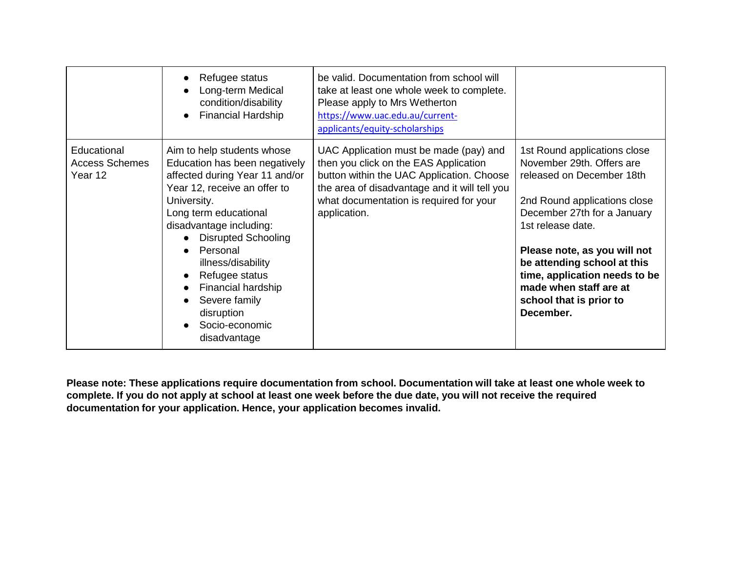| | | | |
|---|---|---|---|
| | • Refugee status<br>• Long-term Medical condition/disability<br>• Financial Hardship | be valid. Documentation from school will take at least one whole week to complete. Please apply to Mrs Wetherton https://www.uac.edu.au/current-applicants/equity-scholarships | |
| Educational Access Schemes Year 12 | Aim to help students whose Education has been negatively affected during Year 11 and/or Year 12, receive an offer to University.<br>Long term educational disadvantage including:<br>• Disrupted Schooling<br>• Personal illness/disability<br>• Refugee status<br>• Financial hardship<br>• Severe family disruption<br>• Socio-economic disadvantage | UAC Application must be made (pay) and then you click on the EAS Application button within the UAC Application. Choose the area of disadvantage and it will tell you what documentation is required for your application. | 1st Round applications close November 29th. Offers are released on December 18th<br><br>2nd Round applications close December 27th for a January 1st release date.<br><br>**Please note, as you will not be attending school at this time, application needs to be made when staff are at school that is prior to December.** |

**Please note: These applications require documentation from school. Documentation will take at least one whole week to complete. If you do not apply at school at least one week before the due date, you will not receive the required documentation for your application. Hence, your application becomes invalid.**